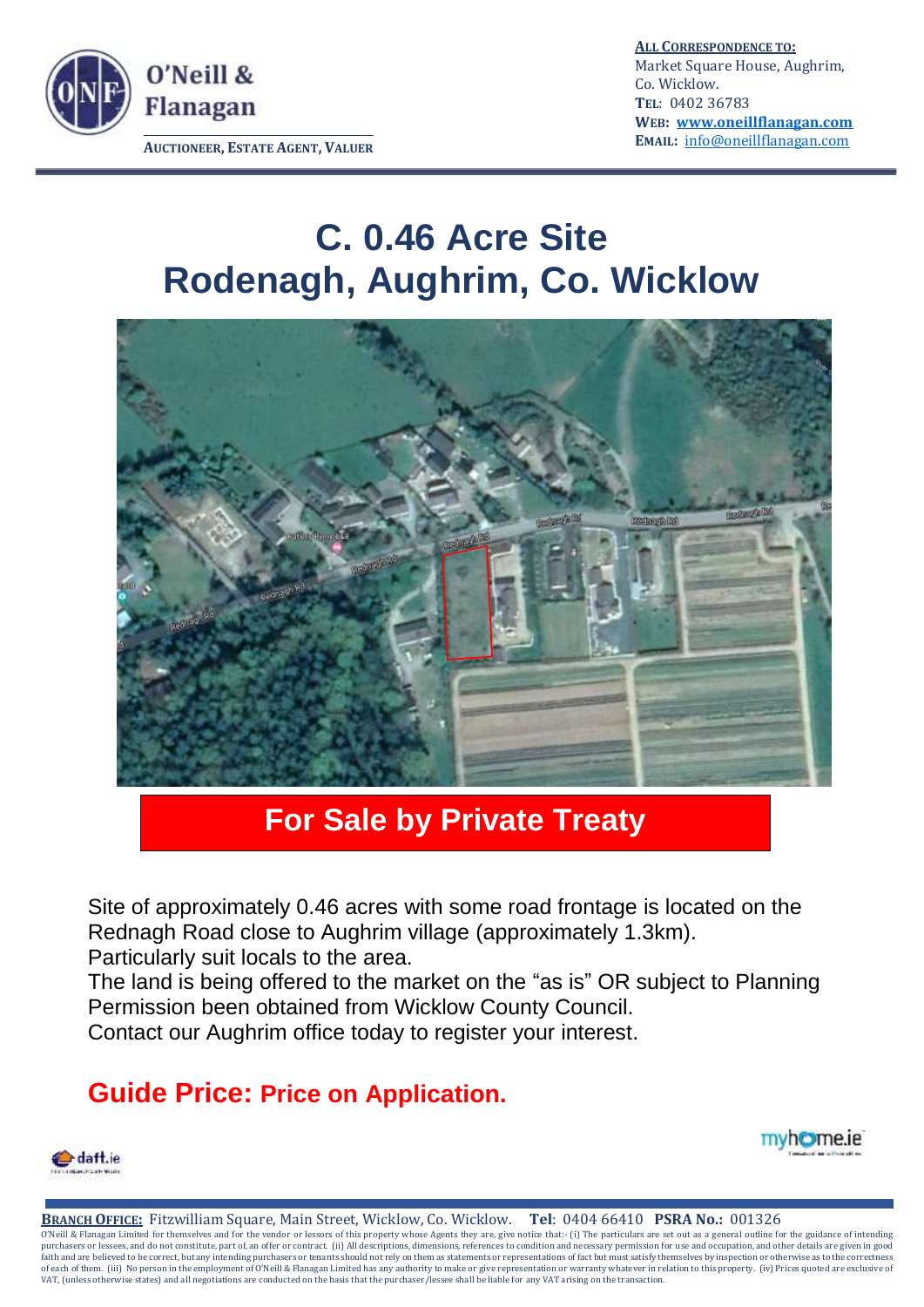O'Neill & Flanagan

AUCTIONEER, ESTATE AGENT, VALUER

**ALL CORRESPONDENCE TO:**
Market Square House, Aughrim,
Co. Wicklow.
**TEL**: 0402 36783
**WEB**: **www.oneillflanagan.com**
**EMAIL**: info@oneillflanagan.com

# C. 0.46 Acre Site
# Rodenagh, Aughrim, Co. Wicklow

## For Sale by Private Treaty

Site of approximately 0.46 acres with some road frontage is located on the Rednagh Road close to Aughrim village (approximately 1.3km).
Particularly suit locals to the area.
The land is being offered to the market on the "as is" OR subject to Planning Permission been obtained from Wicklow County Council.
Contact our Aughrim office today to register your interest.

## Guide Price: Price on Application.

**BRANCH OFFICE:** Fitzwilliam Square, Main Street, Wicklow, Co. Wicklow. **Tel**: 0404 66410 **PSRA No.:** 001326

O'Neill & Flanagan Limited for themselves and for the vendor or lessors of this property whose Agents they are, give notice that:- (i) The particulars are set out as a general outline for the guidance of intending purchasers or lessees, and do not constitute, part of, an offer or contract. (ii) All descriptions, dimensions, references to condition and necessary permission for use and occupation, and other details are given in good faith and are believed to be correct, but any intending purchasers or tenants should not rely on them as statements or representations of fact but must satisfy themselves by inspection or otherwise as to the correctness of each of them. (iii) No person in the employment of O'Neill & Flanagan Limited has any authority to make or give representation or warranty whatever in relation to this property. (iv) Prices quoted are exclusive of VAT, (unless otherwise states) and all negotiations are conducted on the basis that the purchaser/lessee shall be liable for any VAT arising on the transaction.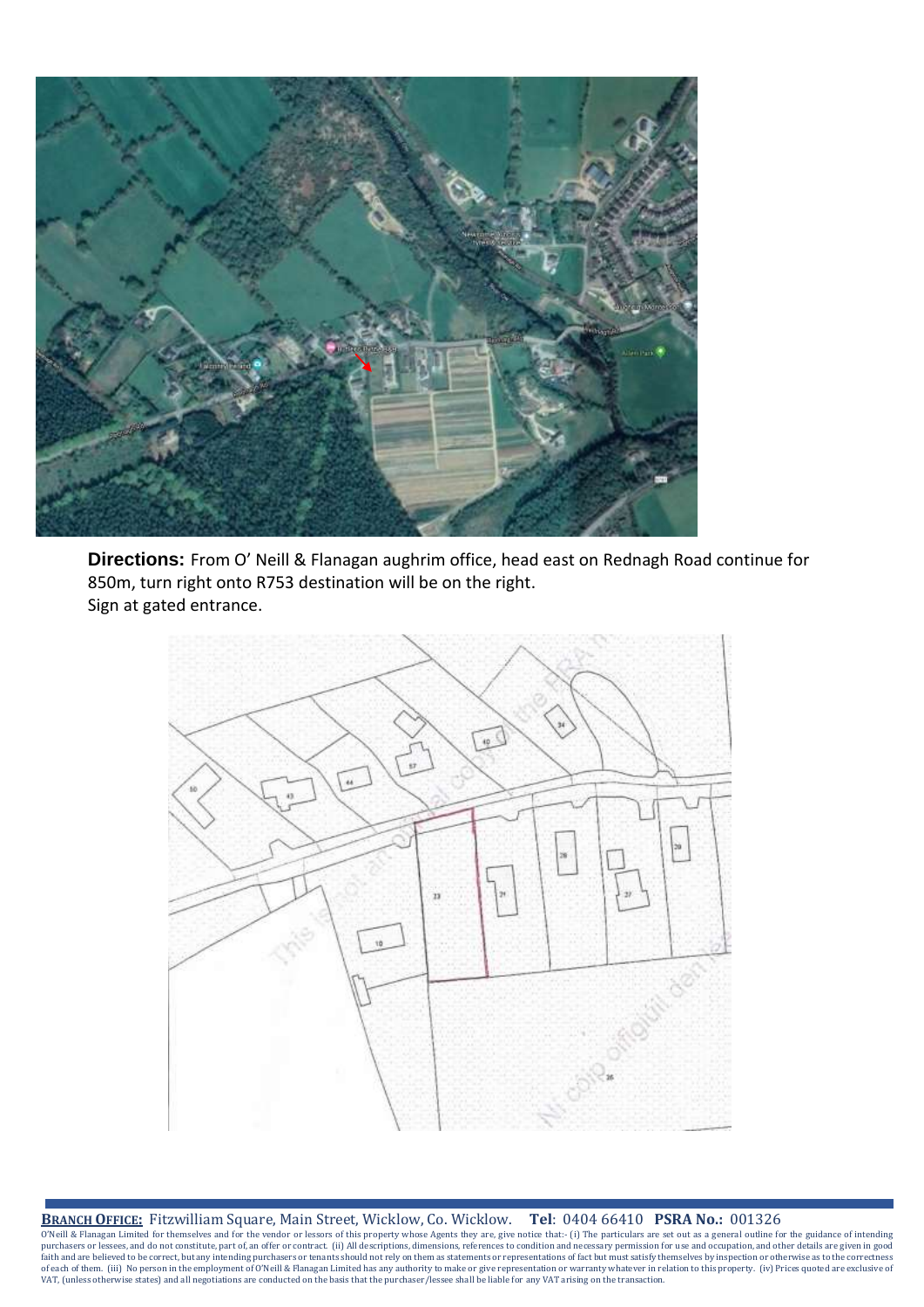**Directions:** From O' Neill & Flanagan aughrim office, head east on Rednagh Road continue for 850m, turn right onto R753 destination will be on the right.
Sign at gated entrance.

**BRANCH OFFICE:** Fitzwilliam Square, Main Street, Wicklow, Co. Wicklow. **Tel**: 0404 66410 **PSRA No.:** 001326

O'Neill & Flanagan Limited for themselves and for the vendor or lessors of this property whose Agents they are, give notice that:- (i) The particulars are set out as a general outline for the guidance of intending purchasers or lessees, and do not constitute, part of, an offer or contract. (ii) All descriptions, dimensions, references to condition and necessary permission for use and occupation, and other details are given in good faith and are believed to be correct, but any intending purchasers or tenants should not rely on them as statements or representations of fact but must satisfy themselves by inspection or otherwise as to the correctness of each of them. (iii) No person in the employment of O'Neill & Flanagan Limited has any authority to make or give representation or warranty whatever in relation to this property. (iv) Prices quoted are exclusive of VAT, (unless otherwise states) and all negotiations are conducted on the basis that the purchaser/lessee shall be liable for any VAT arising on the transaction.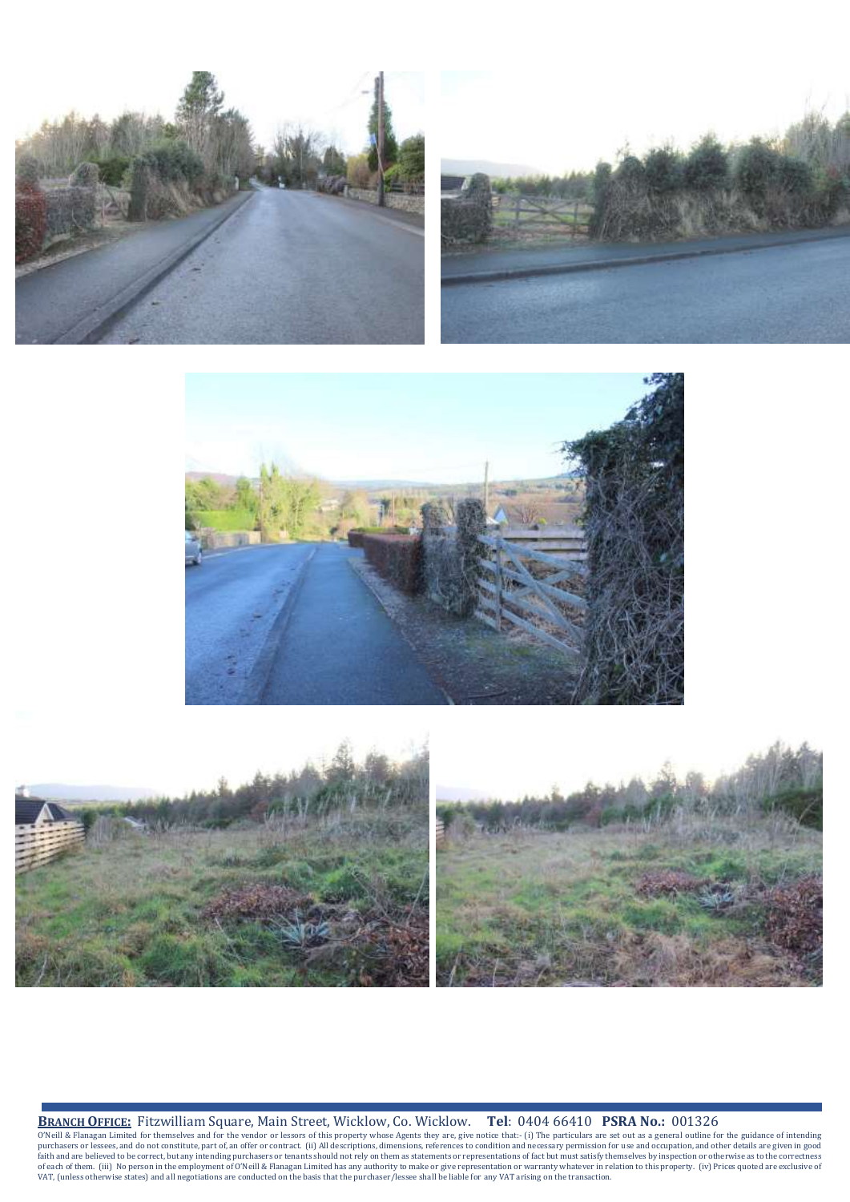**BRANCH OFFICE:** Fitzwilliam Square, Main Street, Wicklow, Co. Wicklow. **Tel**: 0404 66410 **PSRA No.:** 001326

O'Neill & Flanagan Limited for themselves and for the vendor or lessors of this property whose Agents they are, give notice that:- (i) The particulars are set out as a general outline for the guidance of intending purchasers or lessees, and do not constitute, part of, an offer or contract. (ii) All descriptions, dimensions, references to condition and necessary permission for use and occupation, and other details are given in good faith and are believed to be correct, but any intending purchasers or tenants should not rely on them as statements or representations of fact but must satisfy themselves by inspection or otherwise as to the correctness of each of them. (iii) No person in the employment of O'Neill & Flanagan Limited has any authority to make or give representation or warranty whatever in relation to this property. (iv) Prices quoted are exclusive of VAT, (unless otherwise states) and all negotiations are conducted on the basis that the purchaser/lessee shall be liable for any VAT arising on the transaction.